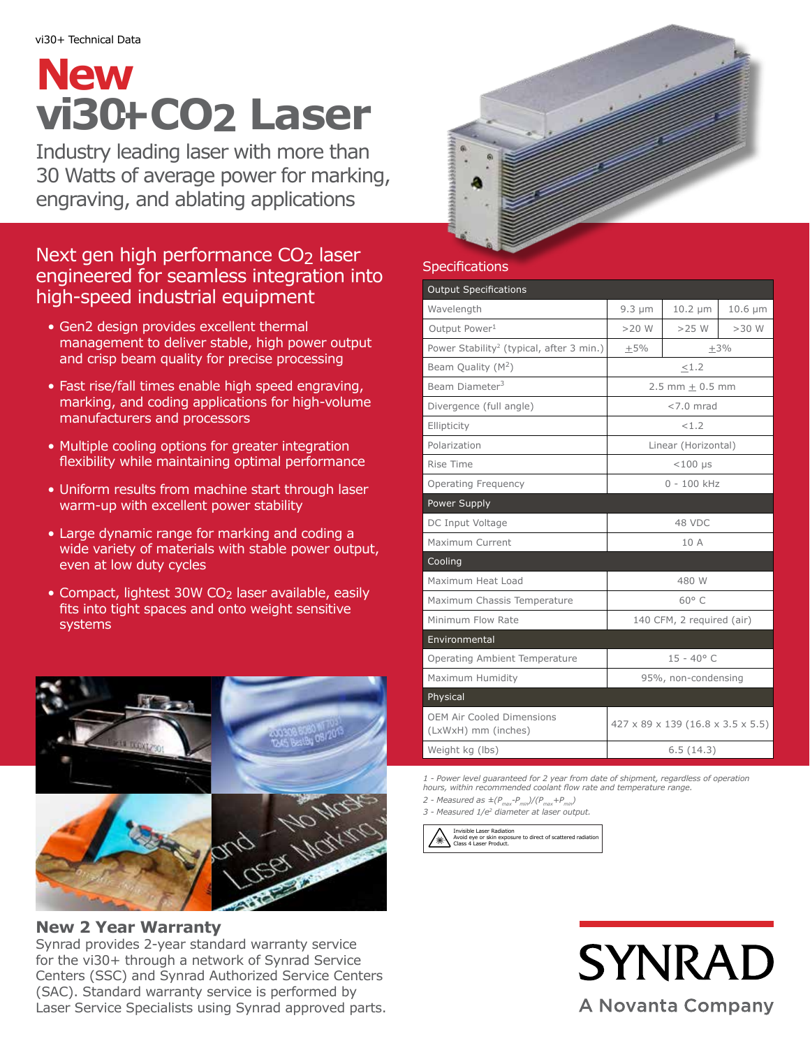vi30+ Technical Data

# New vi30+ $CO_2$ Laser

Industry leading laser with more than 30 Watts of average power for marking, engraving, and ablating applications

## Next gen high performance $CO_2$ laser engineered for seamless integration into high-speed industrial equipment

- Gen2 design provides excellent thermal management to deliver stable, high power output and crisp beam quality for precise processing
- Fast rise/fall times enable high speed engraving, marking, and coding applications for high-volume manufacturers and processors
- Multiple cooling options for greater integration flexibility while maintaining optimal performance
- Uniform results from machine start through laser warm-up with excellent power stability
- Large dynamic range for marking and coding a wide variety of materials with stable power output, even at low duty cycles
- Compact, lightest 30W $CO_2$ laser available, easily fits into tight spaces and onto weight sensitive systems

## Specifications

| Output Specifications | | | |
|---|---|---|---|
| Wavelength | 9.3 µm | 10.2 µm | 10.6 µm |
| Output Power[1] | >20 W | >25 W | >30 W |
| Power Stability[2] (typical, after 3 min.) | ±5% | ±3% | |
| Beam Quality ($M^2$) | ≤1.2 | | |
| Beam Diameter[3] | 2.5 mm ± 0.5 mm | | |
| Divergence (full angle) | <7.0 mrad | | |
| Ellipticity | <1.2 | | |
| Polarization | Linear (Horizontal) | | |
| Rise Time | <100 µs | | |
| Operating Frequency | 0 - 100 kHz | | |
| **Power Supply** | | | |
| DC Input Voltage | 48 VDC | | |
| Maximum Current | 10 A | | |
| **Cooling** | | | |
| Maximum Heat Load | 480 W | | |
| Maximum Chassis Temperature | 60° C | | |
| Minimum Flow Rate | 140 CFM, 2 required (air) | | |
| **Environmental** | | | |
| Operating Ambient Temperature | 15 - 40° C | | |
| Maximum Humidity | 95%, non-condensing | | |
| **Physical** | | | |
| OEM Air Cooled Dimensions (LxWxH) mm (inches) | 427 x 89 x 139 (16.8 x 3.5 x 5.5) | | |
| Weight kg (lbs) | 6.5 (14.3) | | |

*1 - Power level guaranteed for 2 year from date of shipment, regardless of operation hours, within recommended coolant flow rate and temperature range.*

*2 - Measured as $\pm(P_{max}-P_{min})/(P_{max}+P_{min})$*

*3 - Measured $1/e^2$ diameter at laser output.*

Invisible Laser Radiation
Avoid eye or skin exposure to direct of scattered radiation
Class 4 Laser Product.

## New 2 Year Warranty

Synrad provides 2-year standard warranty service for the vi30+ through a network of Synrad Service Centers (SSC) and Synrad Authorized Service Centers (SAC). Standard warranty service is performed by Laser Service Specialists using Synrad approved parts.

SYNRAD
A Novanta Company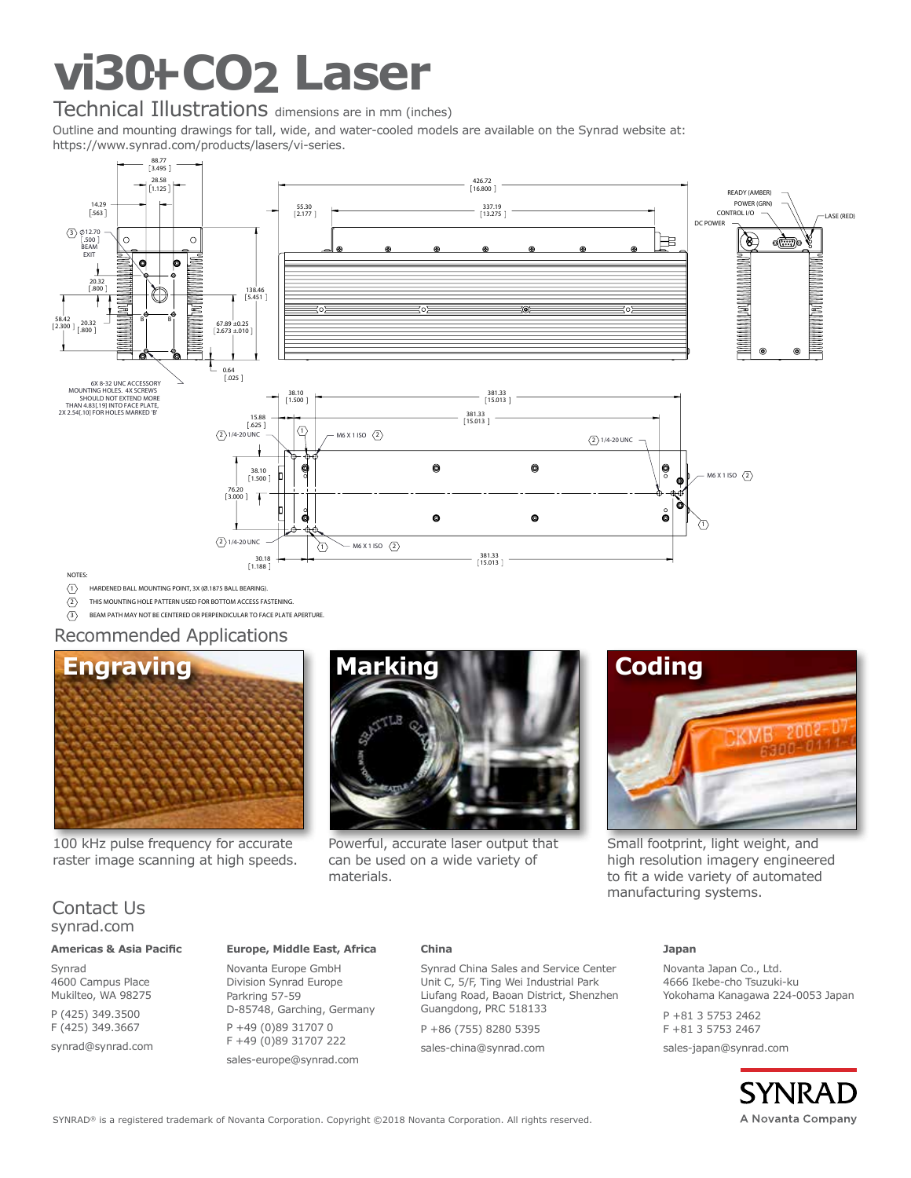# vi30+ $CO_2$ Laser

## Technical Illustrations

dimensions are in mm (inches)

Outline and mounting drawings for tall, wide, and water-cooled models are available on the Synrad website at: https://www.synrad.com/products/lasers/vi-series.

88.77 [3.495]
28.58 [1.125]
14.29 [.563]
Ø12.70 [.500] BEAM EXIT
20.32 [.800]
58.42 [2.300]
20.32 [.800]
138.46 [5.451]
67.89 ±0.25 [2.673 ±.010]
0.64 [.025]
6X 8-32 UNC ACCESSORY MOUNTING HOLES. 4X SCREWS SHOULD NOT EXTEND MORE THAN 4.83[.19] INTO FACE PLATE, 2X 2.54[.10] FOR HOLES MARKED 'B'
426.72 [16.800]
55.30 [2.177]
337.19 [13.275]
READY (AMBER)
POWER (GRN)
CONTROL I/O
DC POWER
LASE (RED)
38.10 [1.500]
381.33 [15.013]
15.88 [.625]
381.33 [15.013]
1/4-20 UNC
M6 X 1 ISO
1/4-20 UNC
38.10 [1.500]
76.20 [3.000]
M6 X 1 ISO
1/4-20 UNC
M6 X 1 ISO
30.18 [1.188]
381.33 [15.013]

NOTES:

1. HARDENED BALL MOUNTING POINT, 3X (Ø.1875 BALL BEARING).
2. THIS MOUNTING HOLE PATTERN USED FOR BOTTOM ACCESS FASTENING.
3. BEAM PATH MAY NOT BE CENTERED OR PERPENDICULAR TO FACE PLATE APERTURE.

## Recommended Applications

**Engraving**

100 kHz pulse frequency for accurate raster image scanning at high speeds.

**Marking**

Powerful, accurate laser output that can be used on a wide variety of materials.

**Coding**

Small footprint, light weight, and high resolution imagery engineered to fit a wide variety of automated manufacturing systems.

## Contact Us

synrad.com

**Americas & Asia Pacific**

Synrad
4600 Campus Place
Mukilteo, WA 98275

P (425) 349.3500
F (425) 349.3667

synrad@synrad.com

**Europe, Middle East, Africa**

Novanta Europe GmbH
Division Synrad Europe
Parkring 57-59
D-85748, Garching, Germany

P +49 (0)89 31707 0
F +49 (0)89 31707 222

sales-europe@synrad.com

**China**

Synrad China Sales and Service Center
Unit C, 5/F, Ting Wei Industrial Park
Liufang Road, Baoan District, Shenzhen
Guangdong, PRC 518133

P +86 (755) 8280 5395

sales-china@synrad.com

**Japan**

Novanta Japan Co., Ltd.
4666 Ikebe-cho Tsuzuki-ku
Yokohama Kanagawa 224-0053 Japan

P +81 3 5753 2462
F +81 3 5753 2467

sales-japan@synrad.com

SYNRAD
A Novanta Company

SYNRAD® is a registered trademark of Novanta Corporation. Copyright ©2018 Novanta Corporation. All rights reserved.